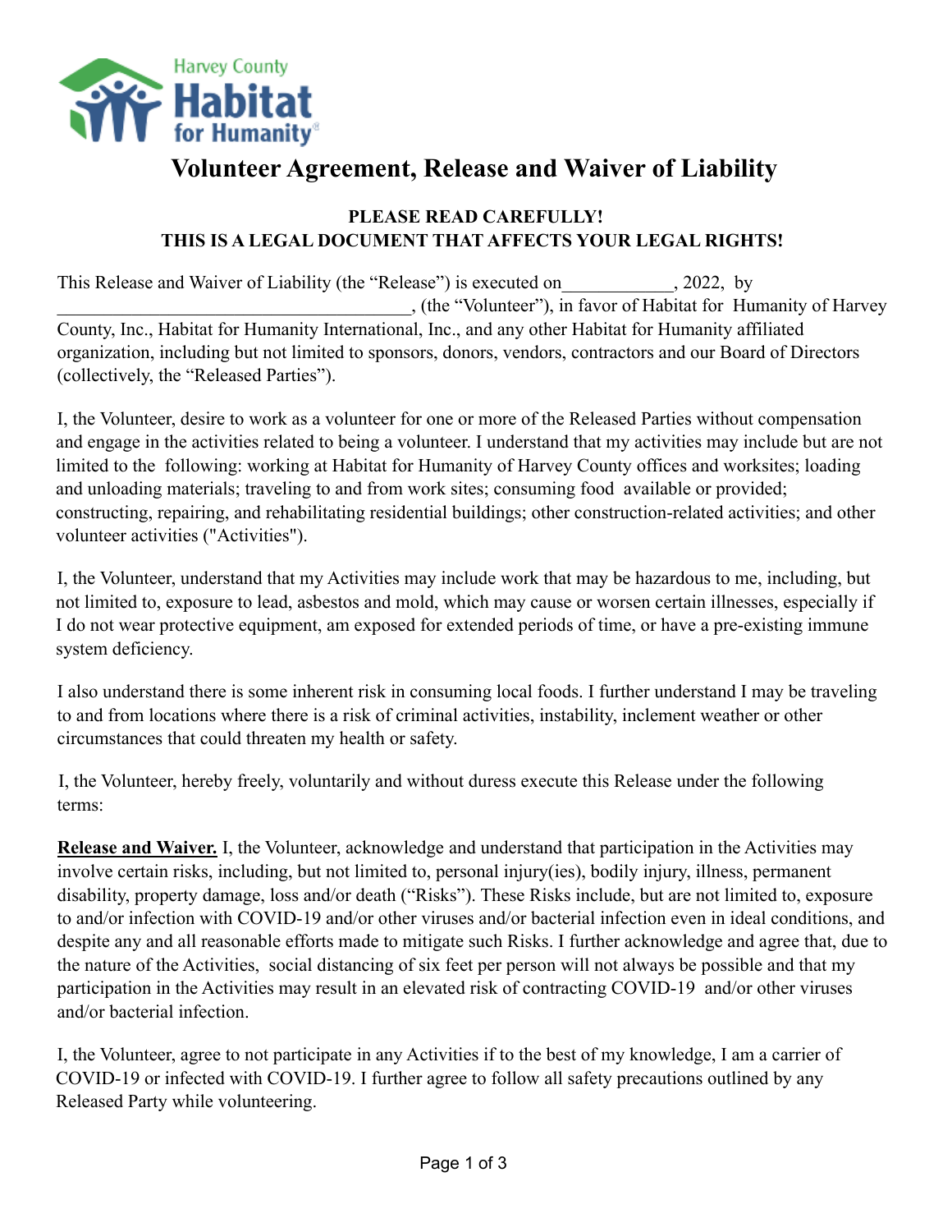Harvey County Habitat for Humanity

# Volunteer Agreement, Release and Waiver of Liability

**PLEASE READ CAREFULLY!**
**THIS IS A LEGAL DOCUMENT THAT AFFECTS YOUR LEGAL RIGHTS!**

This Release and Waiver of Liability (the "Release") is executed on____________, 2022, by ______________________________________, (the "Volunteer"), in favor of Habitat for Humanity of Harvey County, Inc., Habitat for Humanity International, Inc., and any other Habitat for Humanity affiliated organization, including but not limited to sponsors, donors, vendors, contractors and our Board of Directors (collectively, the "Released Parties").

I, the Volunteer, desire to work as a volunteer for one or more of the Released Parties without compensation and engage in the activities related to being a volunteer. I understand that my activities may include but are not limited to the following: working at Habitat for Humanity of Harvey County offices and worksites; loading and unloading materials; traveling to and from work sites; consuming food available or provided; constructing, repairing, and rehabilitating residential buildings; other construction-related activities; and other volunteer activities ("Activities").

I, the Volunteer, understand that my Activities may include work that may be hazardous to me, including, but not limited to, exposure to lead, asbestos and mold, which may cause or worsen certain illnesses, especially if I do not wear protective equipment, am exposed for extended periods of time, or have a pre-existing immune system deficiency.

I also understand there is some inherent risk in consuming local foods. I further understand I may be traveling to and from locations where there is a risk of criminal activities, instability, inclement weather or other circumstances that could threaten my health or safety.

I, the Volunteer, hereby freely, voluntarily and without duress execute this Release under the following terms:

**Release and Waiver.** I, the Volunteer, acknowledge and understand that participation in the Activities may involve certain risks, including, but not limited to, personal injury(ies), bodily injury, illness, permanent disability, property damage, loss and/or death ("Risks"). These Risks include, but are not limited to, exposure to and/or infection with COVID-19 and/or other viruses and/or bacterial infection even in ideal conditions, and despite any and all reasonable efforts made to mitigate such Risks. I further acknowledge and agree that, due to the nature of the Activities, social distancing of six feet per person will not always be possible and that my participation in the Activities may result in an elevated risk of contracting COVID-19 and/or other viruses and/or bacterial infection.

I, the Volunteer, agree to not participate in any Activities if to the best of my knowledge, I am a carrier of COVID-19 or infected with COVID-19. I further agree to follow all safety precautions outlined by any Released Party while volunteering.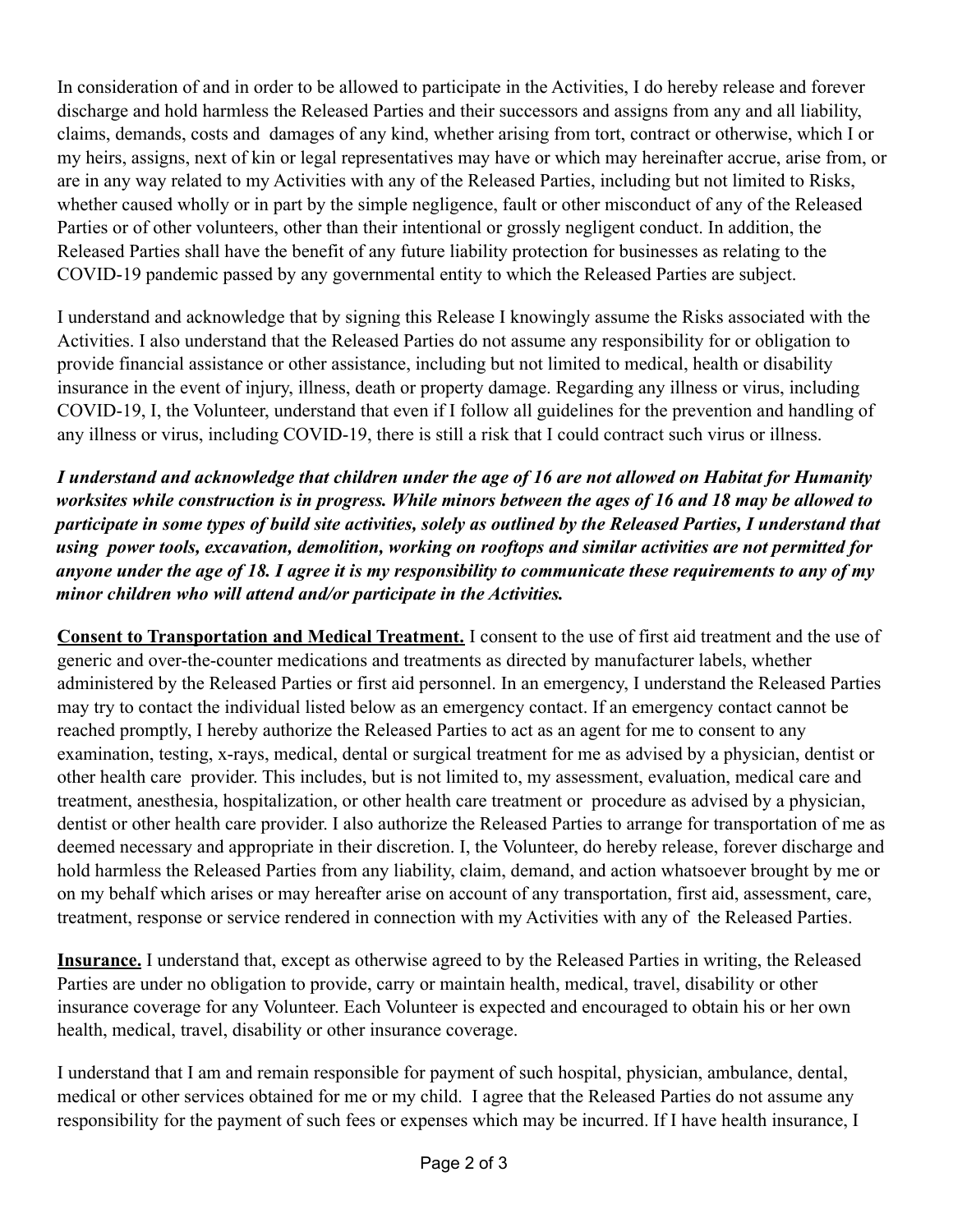In consideration of and in order to be allowed to participate in the Activities, I do hereby release and forever discharge and hold harmless the Released Parties and their successors and assigns from any and all liability, claims, demands, costs and damages of any kind, whether arising from tort, contract or otherwise, which I or my heirs, assigns, next of kin or legal representatives may have or which may hereinafter accrue, arise from, or are in any way related to my Activities with any of the Released Parties, including but not limited to Risks, whether caused wholly or in part by the simple negligence, fault or other misconduct of any of the Released Parties or of other volunteers, other than their intentional or grossly negligent conduct. In addition, the Released Parties shall have the benefit of any future liability protection for businesses as relating to the COVID-19 pandemic passed by any governmental entity to which the Released Parties are subject.

I understand and acknowledge that by signing this Release I knowingly assume the Risks associated with the Activities. I also understand that the Released Parties do not assume any responsibility for or obligation to provide financial assistance or other assistance, including but not limited to medical, health or disability insurance in the event of injury, illness, death or property damage. Regarding any illness or virus, including COVID-19, I, the Volunteer, understand that even if I follow all guidelines for the prevention and handling of any illness or virus, including COVID-19, there is still a risk that I could contract such virus or illness.

***I understand and acknowledge that children under the age of 16 are not allowed on Habitat for Humanity worksites while construction is in progress. While minors between the ages of 16 and 18 may be allowed to participate in some types of build site activities, solely as outlined by the Released Parties, I understand that using power tools, excavation, demolition, working on rooftops and similar activities are not permitted for anyone under the age of 18. I agree it is my responsibility to communicate these requirements to any of my minor children who will attend and/or participate in the Activities.***

**Consent to Transportation and Medical Treatment.** I consent to the use of first aid treatment and the use of generic and over-the-counter medications and treatments as directed by manufacturer labels, whether administered by the Released Parties or first aid personnel. In an emergency, I understand the Released Parties may try to contact the individual listed below as an emergency contact. If an emergency contact cannot be reached promptly, I hereby authorize the Released Parties to act as an agent for me to consent to any examination, testing, x-rays, medical, dental or surgical treatment for me as advised by a physician, dentist or other health care provider. This includes, but is not limited to, my assessment, evaluation, medical care and treatment, anesthesia, hospitalization, or other health care treatment or procedure as advised by a physician, dentist or other health care provider. I also authorize the Released Parties to arrange for transportation of me as deemed necessary and appropriate in their discretion. I, the Volunteer, do hereby release, forever discharge and hold harmless the Released Parties from any liability, claim, demand, and action whatsoever brought by me or on my behalf which arises or may hereafter arise on account of any transportation, first aid, assessment, care, treatment, response or service rendered in connection with my Activities with any of the Released Parties.

**Insurance.** I understand that, except as otherwise agreed to by the Released Parties in writing, the Released Parties are under no obligation to provide, carry or maintain health, medical, travel, disability or other insurance coverage for any Volunteer. Each Volunteer is expected and encouraged to obtain his or her own health, medical, travel, disability or other insurance coverage.

I understand that I am and remain responsible for payment of such hospital, physician, ambulance, dental, medical or other services obtained for me or my child. I agree that the Released Parties do not assume any responsibility for the payment of such fees or expenses which may be incurred. If I have health insurance, I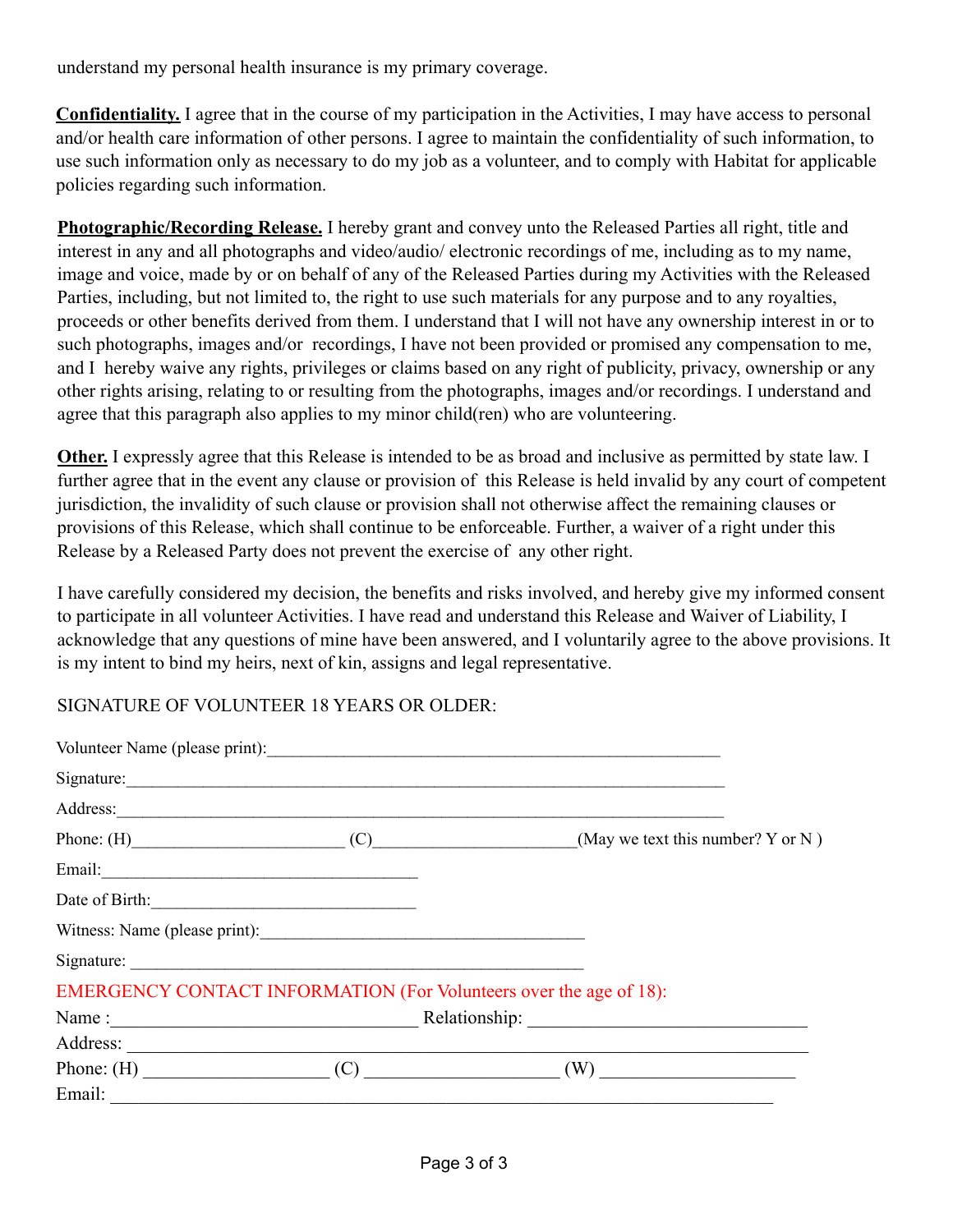understand my personal health insurance is my primary coverage.

**Confidentiality.** I agree that in the course of my participation in the Activities, I may have access to personal and/or health care information of other persons. I agree to maintain the confidentiality of such information, to use such information only as necessary to do my job as a volunteer, and to comply with Habitat for applicable policies regarding such information.

**Photographic/Recording Release.** I hereby grant and convey unto the Released Parties all right, title and interest in any and all photographs and video/audio/ electronic recordings of me, including as to my name, image and voice, made by or on behalf of any of the Released Parties during my Activities with the Released Parties, including, but not limited to, the right to use such materials for any purpose and to any royalties, proceeds or other benefits derived from them. I understand that I will not have any ownership interest in or to such photographs, images and/or recordings, I have not been provided or promised any compensation to me, and I hereby waive any rights, privileges or claims based on any right of publicity, privacy, ownership or any other rights arising, relating to or resulting from the photographs, images and/or recordings. I understand and agree that this paragraph also applies to my minor child(ren) who are volunteering.

**Other.** I expressly agree that this Release is intended to be as broad and inclusive as permitted by state law. I further agree that in the event any clause or provision of this Release is held invalid by any court of competent jurisdiction, the invalidity of such clause or provision shall not otherwise affect the remaining clauses or provisions of this Release, which shall continue to be enforceable. Further, a waiver of a right under this Release by a Released Party does not prevent the exercise of any other right.

I have carefully considered my decision, the benefits and risks involved, and hereby give my informed consent to participate in all volunteer Activities. I have read and understand this Release and Waiver of Liability, I acknowledge that any questions of mine have been answered, and I voluntarily agree to the above provisions. It is my intent to bind my heirs, next of kin, assigns and legal representative.

SIGNATURE OF VOLUNTEER 18 YEARS OR OLDER:

Volunteer Name (please print):______________________________________________________

Signature:_______________________________________________________________________

Address:________________________________________________________________________

Phone: (H)_________________________ (C)_______________________(May we text this number? Y or N )

Email:_____________________________________

Date of Birth:______________________________

Witness: Name (please print):______________________________________

Signature: ______________________________________________________

EMERGENCY CONTACT INFORMATION (For Volunteers over the age of 18):

Name :__________________________________ Relationship: ______________________________

Address: ________________________________________________________________________________

Phone: (H) ____________________ (C) ____________________ (W) _____________________

Email: _____________________________________________________________________________